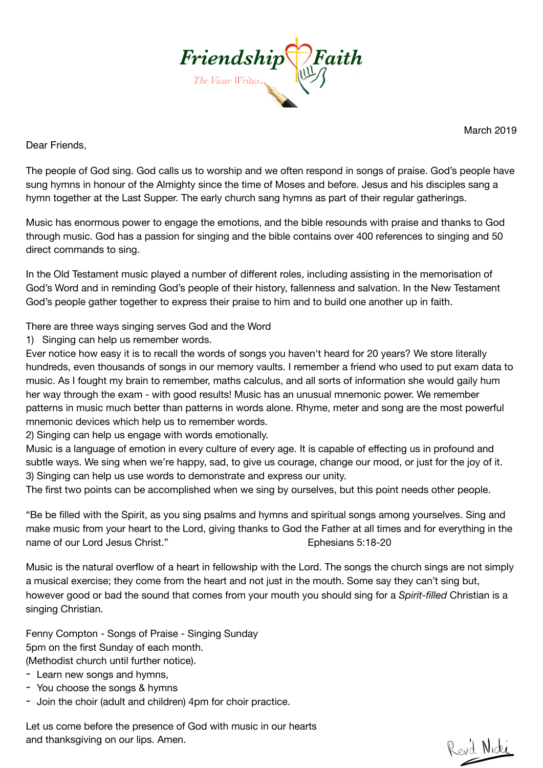# Friendship Faith

*The Vicar Writes...*

March 2019

Dear Friends,

The people of God sing. God calls us to worship and we often respond in songs of praise. God's people have sung hymns in honour of the Almighty since the time of Moses and before. Jesus and his disciples sang a hymn together at the Last Supper. The early church sang hymns as part of their regular gatherings.

Music has enormous power to engage the emotions, and the bible resounds with praise and thanks to God through music. God has a passion for singing and the bible contains over 400 references to singing and 50 direct commands to sing.

In the Old Testament music played a number of different roles, including assisting in the memorisation of God's Word and in reminding God's people of their history, fallenness and salvation. In the New Testament God's people gather together to express their praise to him and to build one another up in faith.

There are three ways singing serves God and the Word

1) Singing can help us remember words.

Ever notice how easy it is to recall the words of songs you haven't heard for 20 years? We store literally hundreds, even thousands of songs in our memory vaults. I remember a friend who used to put exam data to music. As I fought my brain to remember, maths calculus, and all sorts of information she would gaily hum her way through the exam - with good results! Music has an unusual mnemonic power. We remember patterns in music much better than patterns in words alone. Rhyme, meter and song are the most powerful mnemonic devices which help us to remember words.

2) Singing can help us engage with words emotionally.

Music is a language of emotion in every culture of every age. It is capable of effecting us in profound and subtle ways. We sing when we're happy, sad, to give us courage, change our mood, or just for the joy of it.

3) Singing can help us use words to demonstrate and express our unity.

The first two points can be accomplished when we sing by ourselves, but this point needs other people.

"Be be filled with the Spirit, as you sing psalms and hymns and spiritual songs among yourselves. Sing and make music from your heart to the Lord, giving thanks to God the Father at all times and for everything in the name of our Lord Jesus Christ." Ephesians 5:18-20

Music is the natural overflow of a heart in fellowship with the Lord. The songs the church sings are not simply a musical exercise; they come from the heart and not just in the mouth. Some say they can't sing but, however good or bad the sound that comes from your mouth you should sing for a *Spirit-filled* Christian is a singing Christian.

Fenny Compton - Songs of Praise - Singing Sunday
5pm on the first Sunday of each month.
(Methodist church until further notice).

- Learn new songs and hymns,
- You choose the songs & hymns
- Join the choir (adult and children) 4pm for choir practice.

Let us come before the presence of God with music in our hearts
and thanksgiving on our lips. Amen.

Revd Nicki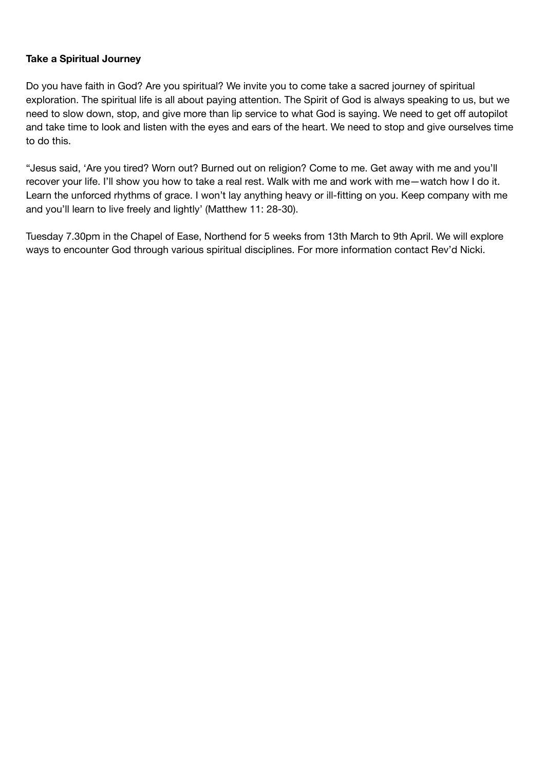**Take a Spiritual Journey**

Do you have faith in God? Are you spiritual? We invite you to come take a sacred journey of spiritual exploration. The spiritual life is all about paying attention. The Spirit of God is always speaking to us, but we need to slow down, stop, and give more than lip service to what God is saying. We need to get off autopilot and take time to look and listen with the eyes and ears of the heart. We need to stop and give ourselves time to do this.

"Jesus said, 'Are you tired? Worn out? Burned out on religion? Come to me. Get away with me and you'll recover your life. I'll show you how to take a real rest. Walk with me and work with me—watch how I do it. Learn the unforced rhythms of grace. I won't lay anything heavy or ill-fitting on you. Keep company with me and you'll learn to live freely and lightly' (Matthew 11: 28-30).

Tuesday 7.30pm in the Chapel of Ease, Northend for 5 weeks from 13th March to 9th April. We will explore ways to encounter God through various spiritual disciplines. For more information contact Rev'd Nicki.